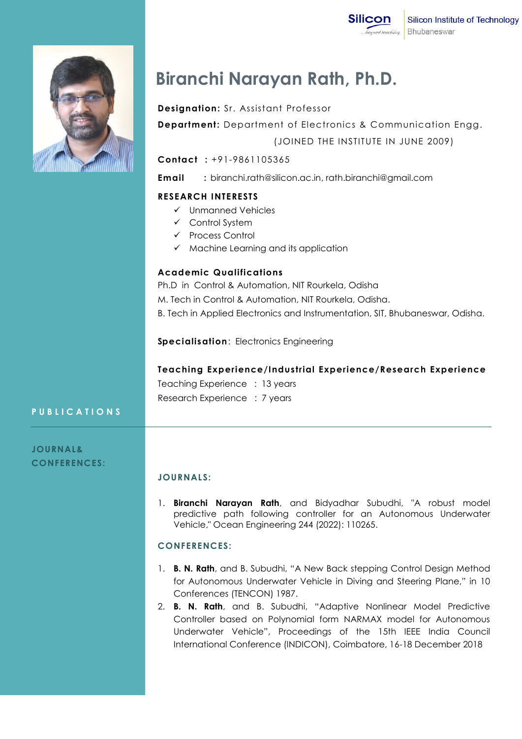Silicon Institute of Technology
Bhubaneswar

# Biranchi Narayan Rath, Ph.D.

**Designation:** Sr. Assistant Professor

**Department:** Department of Electronics & Communication Engg.

(JOINED THE INSTITUTE IN JUNE 2009)

**Contact :** +91-9861105365

**Email :** biranchi.rath@silicon.ac.in, rath.biranchi@gmail.com

## RESEARCH INTERESTS

- ✓ Unmanned Vehicles
- ✓ Control System
- ✓ Process Control
- ✓ Machine Learning and its application

## Academic Qualifications

Ph.D in Control & Automation, NIT Rourkela, Odisha

M. Tech in Control & Automation, NIT Rourkela, Odisha.

B. Tech in Applied Electronics and Instrumentation, SIT, Bhubaneswar, Odisha.

**Specialisation**: Electronics Engineering

## Teaching Experience/Industrial Experience/Research Experience

Teaching Experience : 13 years

Research Experience : 7 years

# PUBLICATIONS

## JOURNAL& CONFERENCES:

### JOURNALS:

1. **Biranchi Narayan Rath**, and Bidyadhar Subudhi, "A robust model predictive path following controller for an Autonomous Underwater Vehicle," Ocean Engineering 244 (2022): 110265.

### CONFERENCES:

1. **B. N. Rath**, and B. Subudhi, "A New Back stepping Control Design Method for Autonomous Underwater Vehicle in Diving and Steering Plane," in 10 Conferences (TENCON) 1987.
2. **B. N. Rath**, and B. Subudhi, "Adaptive Nonlinear Model Predictive Controller based on Polynomial form NARMAX model for Autonomous Underwater Vehicle", Proceedings of the 15th IEEE India Council International Conference (INDICON), Coimbatore, 16-18 December 2018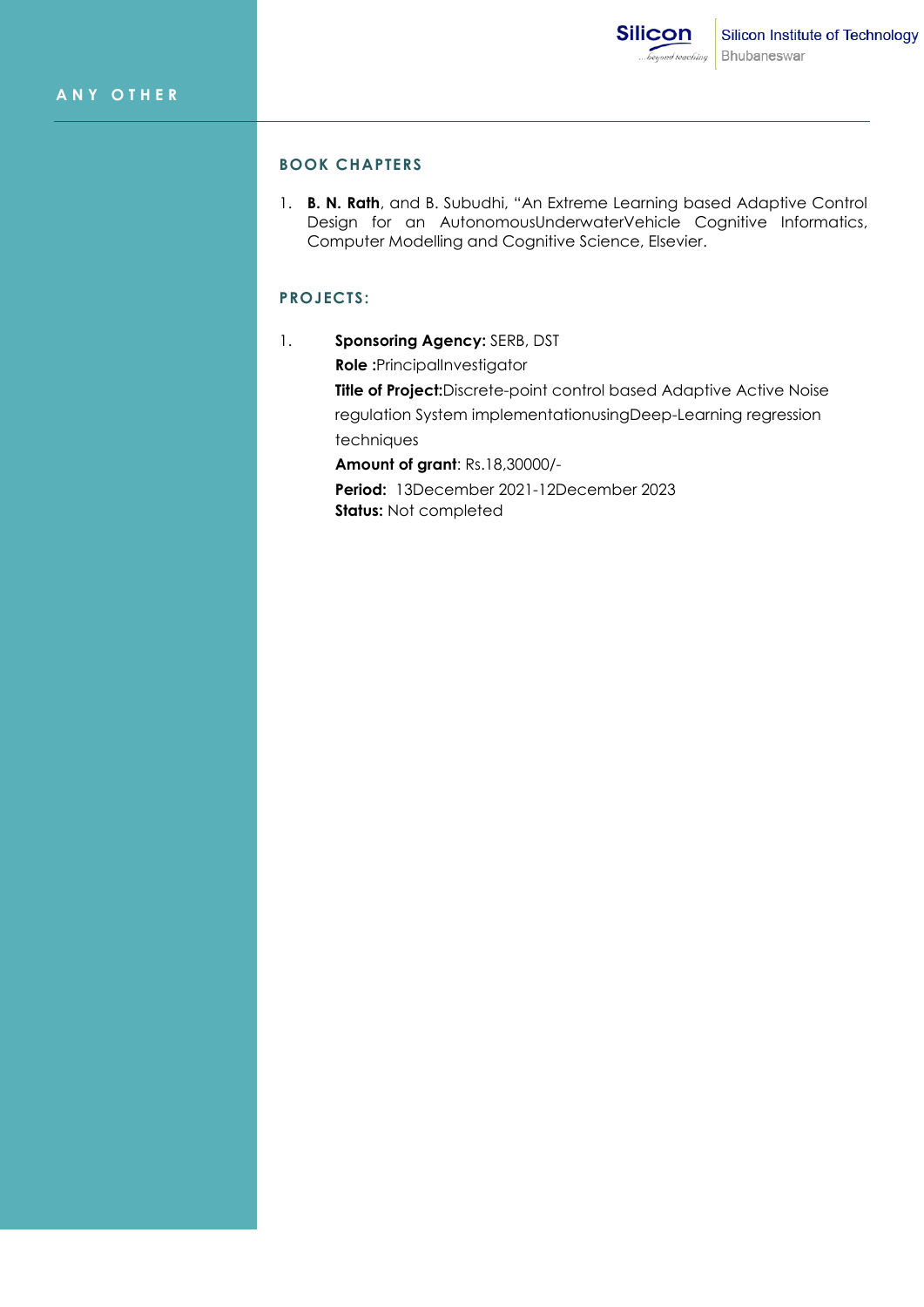## ANY OTHER

### BOOK CHAPTERS

1. **B. N. Rath**, and B. Subudhi, "An Extreme Learning based Adaptive Control Design for an AutonomousUnderwaterVehicle Cognitive Informatics, Computer Modelling and Cognitive Science, Elsevier.

### PROJECTS:

1. **Sponsoring Agency:** SERB, DST
   **Role :**PrincipalInvestigator
   **Title of Project:**Discrete-point control based Adaptive Active Noise regulation System implementationusingDeep-Learning regression techniques
   **Amount of grant**: Rs.18,30000/-
   **Period:** 13December 2021-12December 2023
   **Status:** Not completed